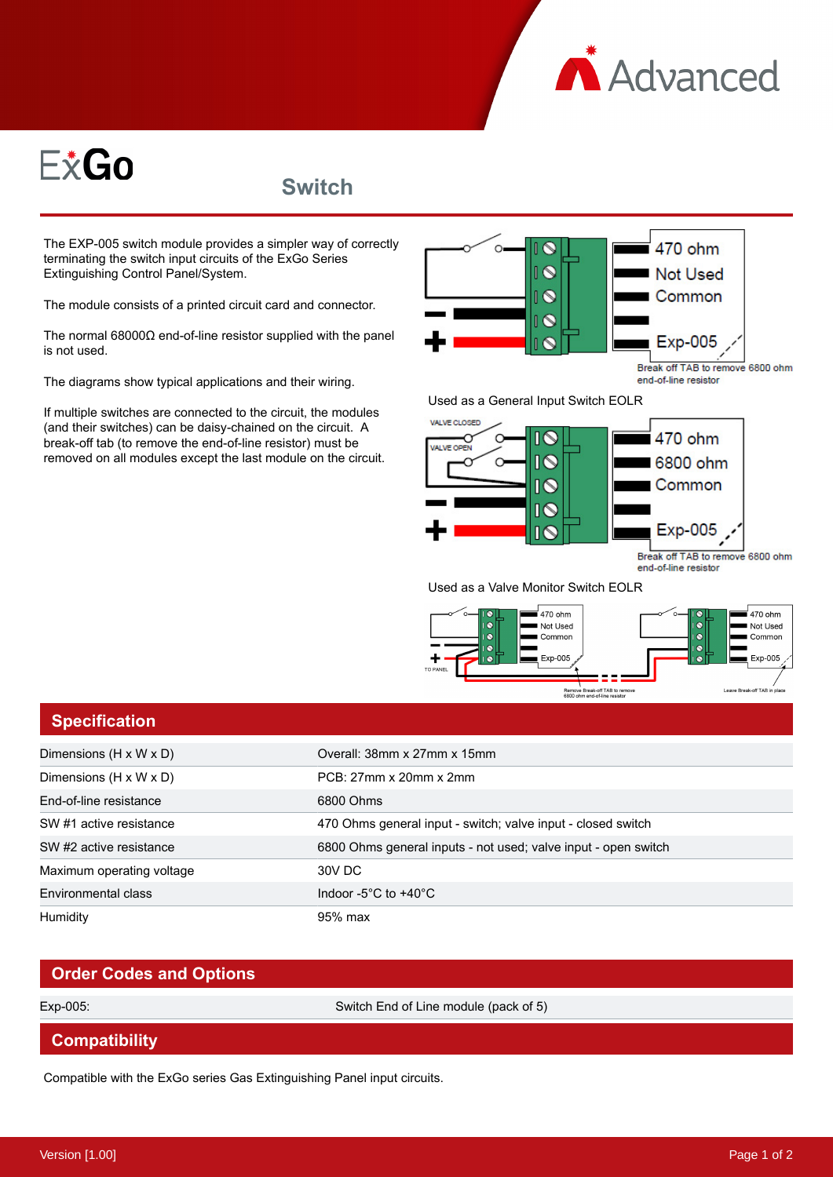# ExGo

## Switch

The EXP-005 switch module provides a simpler way of correctly terminating the switch input circuits of the ExGo Series Extinguishing Control Panel/System.

The module consists of a printed circuit card and connector.

The normal 68000Ω end-of-line resistor supplied with the panel is not used.

The diagrams show typical applications and their wiring.

If multiple switches are connected to the circuit, the modules (and their switches) can be daisy-chained on the circuit. A break-off tab (to remove the end-of-line resistor) must be removed on all modules except the last module on the circuit.

470 ohm
Not Used
Common
Exp-005
Break off TAB to remove 6800 ohm end-of-line resistor

Used as a General Input Switch EOLR

VALVE CLOSED
VALVE OPEN
470 ohm
6800 ohm
Common
Exp-005
Break off TAB to remove 6800 ohm end-of-line resistor

Used as a Valve Monitor Switch EOLR

TO PANEL
Remove Break-off TAB to remove 6800 ohm end-of-line resistor
Leave Break-off TAB in place

## Specification

| | |
|---|---|
| Dimensions (H x W x D) | Overall: 38mm x 27mm x 15mm |
| Dimensions (H x W x D) | PCB: 27mm x 20mm x 2mm |
| End-of-line resistance | 6800 Ohms |
| SW #1 active resistance | 470 Ohms general input - switch; valve input - closed switch |
| SW #2 active resistance | 6800 Ohms general inputs - not used; valve input - open switch |
| Maximum operating voltage | 30V DC |
| Environmental class | Indoor -5°C to +40°C |
| Humidity | 95% max |

## Order Codes and Options

| | |
|---|---|
| Exp-005: | Switch End of Line module (pack of 5) |

## Compatibility

Compatible with the ExGo series Gas Extinguishing Panel input circuits.

Version [1.00]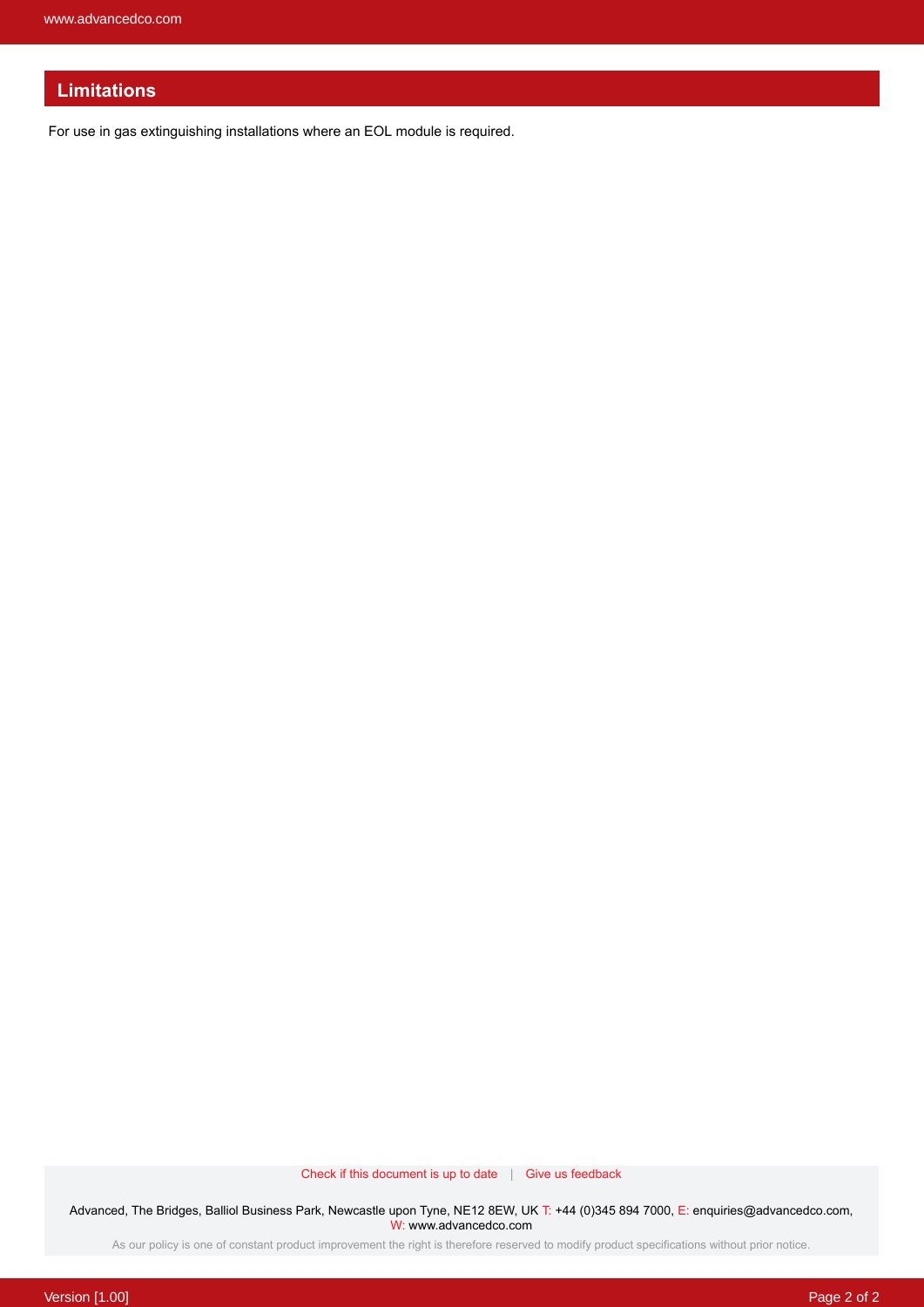## Limitations

For use in gas extinguishing installations where an EOL module is required.

Check if this document is up to date | Give us feedback

Advanced, The Bridges, Balliol Business Park, Newcastle upon Tyne, NE12 8EW, UK T: +44 (0)345 894 7000, E: enquiries@advancedco.com, W: www.advancedco.com

As our policy is one of constant product improvement the right is therefore reserved to modify product specifications without prior notice.